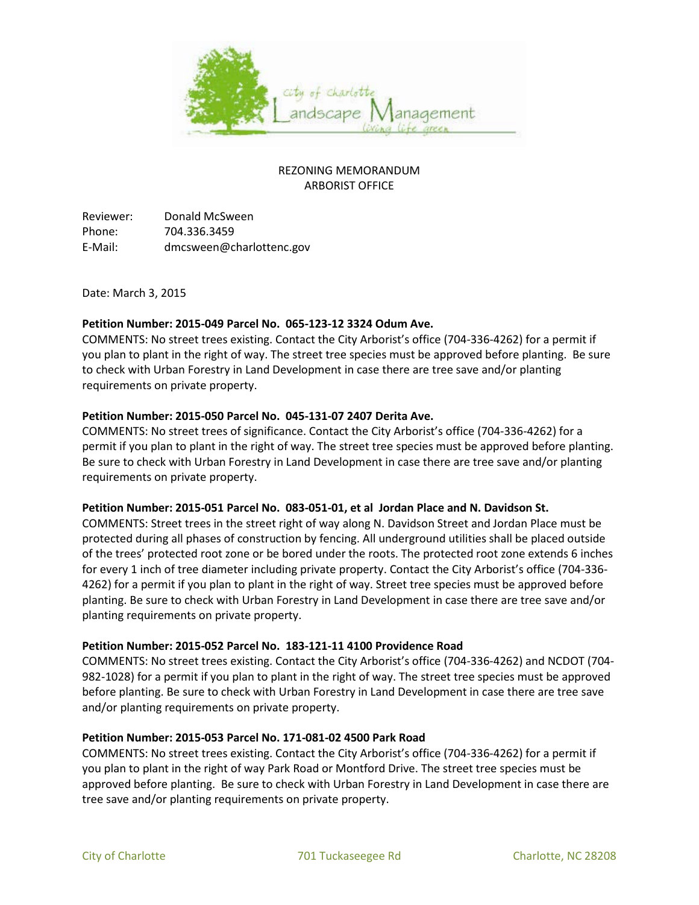REZONING MEMORANDUM
ARBORIST OFFICE

Reviewer: Donald McSween
Phone: 704.336.3459
E-Mail: dmcsween@charlottenc.gov

Date: March 3, 2015

**Petition Number: 2015-049 Parcel No. 065-123-12 3324 Odum Ave.**
COMMENTS: No street trees existing. Contact the City Arborist's office (704-336-4262) for a permit if you plan to plant in the right of way. The street tree species must be approved before planting. Be sure to check with Urban Forestry in Land Development in case there are tree save and/or planting requirements on private property.

**Petition Number: 2015-050 Parcel No. 045-131-07 2407 Derita Ave.**
COMMENTS: No street trees of significance. Contact the City Arborist's office (704-336-4262) for a permit if you plan to plant in the right of way. The street tree species must be approved before planting. Be sure to check with Urban Forestry in Land Development in case there are tree save and/or planting requirements on private property.

**Petition Number: 2015-051 Parcel No. 083-051-01, et al Jordan Place and N. Davidson St.**
COMMENTS: Street trees in the street right of way along N. Davidson Street and Jordan Place must be protected during all phases of construction by fencing. All underground utilities shall be placed outside of the trees' protected root zone or be bored under the roots. The protected root zone extends 6 inches for every 1 inch of tree diameter including private property. Contact the City Arborist's office (704-336-4262) for a permit if you plan to plant in the right of way. Street tree species must be approved before planting. Be sure to check with Urban Forestry in Land Development in case there are tree save and/or planting requirements on private property.

**Petition Number: 2015-052 Parcel No. 183-121-11 4100 Providence Road**
COMMENTS: No street trees existing. Contact the City Arborist's office (704-336-4262) and NCDOT (704-982-1028) for a permit if you plan to plant in the right of way. The street tree species must be approved before planting. Be sure to check with Urban Forestry in Land Development in case there are tree save and/or planting requirements on private property.

**Petition Number: 2015-053 Parcel No. 171-081-02 4500 Park Road**
COMMENTS: No street trees existing. Contact the City Arborist's office (704-336-4262) for a permit if you plan to plant in the right of way Park Road or Montford Drive. The street tree species must be approved before planting. Be sure to check with Urban Forestry in Land Development in case there are tree save and/or planting requirements on private property.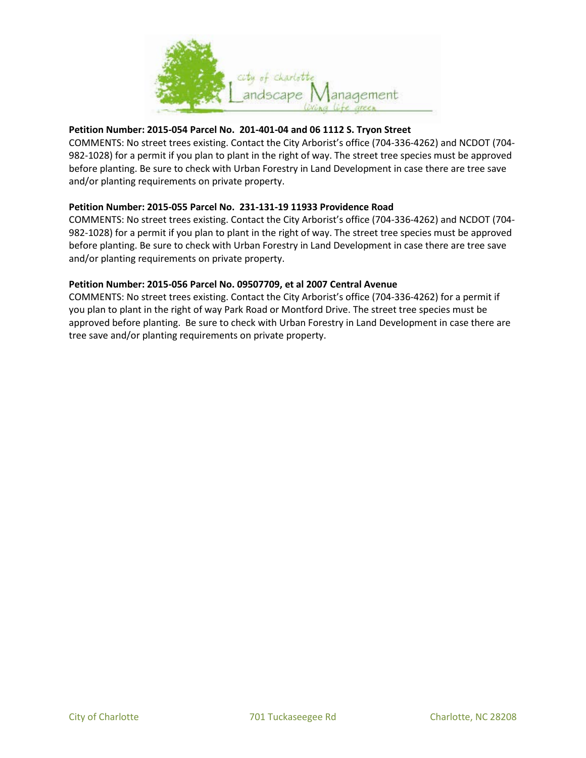**Petition Number: 2015-054 Parcel No. 201-401-04 and 06 1112 S. Tryon Street**

COMMENTS: No street trees existing. Contact the City Arborist's office (704-336-4262) and NCDOT (704-982-1028) for a permit if you plan to plant in the right of way. The street tree species must be approved before planting. Be sure to check with Urban Forestry in Land Development in case there are tree save and/or planting requirements on private property.

**Petition Number: 2015-055 Parcel No. 231-131-19 11933 Providence Road**

COMMENTS: No street trees existing. Contact the City Arborist's office (704-336-4262) and NCDOT (704-982-1028) for a permit if you plan to plant in the right of way. The street tree species must be approved before planting. Be sure to check with Urban Forestry in Land Development in case there are tree save and/or planting requirements on private property.

**Petition Number: 2015-056 Parcel No. 09507709, et al 2007 Central Avenue**

COMMENTS: No street trees existing. Contact the City Arborist's office (704-336-4262) for a permit if you plan to plant in the right of way Park Road or Montford Drive. The street tree species must be approved before planting. Be sure to check with Urban Forestry in Land Development in case there are tree save and/or planting requirements on private property.